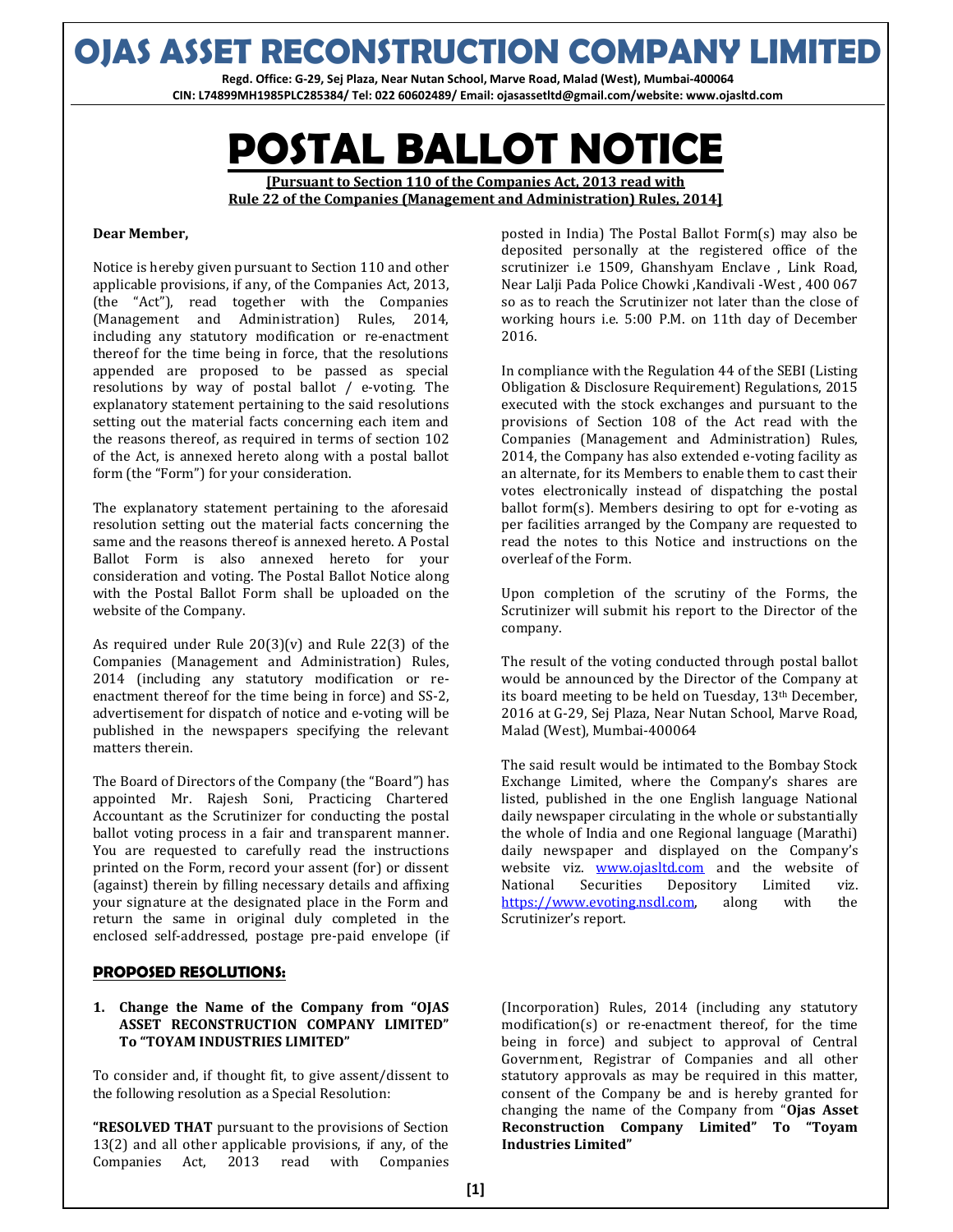# OJAS ASSET RECONSTRUCTION COMPANY LIMITED

**Regd. Office: G-29, Sej Plaza, Near Nutan School, Marve Road, Malad (West), Mumbai-400064**
**CIN: L74899MH1985PLC285384/ Tel: 022 60602489/ Email: ojasassetltd@gmail.com/website: www.ojasltd.com**

# POSTAL BALLOT NOTICE

**[Pursuant to Section 110 of the Companies Act, 2013 read with Rule 22 of the Companies (Management and Administration) Rules, 2014]**

**Dear Member,**

Notice is hereby given pursuant to Section 110 and other applicable provisions, if any, of the Companies Act, 2013, (the "Act"), read together with the Companies (Management and Administration) Rules, 2014, including any statutory modification or re-enactment thereof for the time being in force, that the resolutions appended are proposed to be passed as special resolutions by way of postal ballot / e-voting. The explanatory statement pertaining to the said resolutions setting out the material facts concerning each item and the reasons thereof, as required in terms of section 102 of the Act, is annexed hereto along with a postal ballot form (the "Form") for your consideration.

The explanatory statement pertaining to the aforesaid resolution setting out the material facts concerning the same and the reasons thereof is annexed hereto. A Postal Ballot Form is also annexed hereto for your consideration and voting. The Postal Ballot Notice along with the Postal Ballot Form shall be uploaded on the website of the Company.

As required under Rule 20(3)(v) and Rule 22(3) of the Companies (Management and Administration) Rules, 2014 (including any statutory modification or re-enactment thereof for the time being in force) and SS-2, advertisement for dispatch of notice and e-voting will be published in the newspapers specifying the relevant matters therein.

The Board of Directors of the Company (the "Board") has appointed Mr. Rajesh Soni, Practicing Chartered Accountant as the Scrutinizer for conducting the postal ballot voting process in a fair and transparent manner. You are requested to carefully read the instructions printed on the Form, record your assent (for) or dissent (against) therein by filling necessary details and affixing your signature at the designated place in the Form and return the same in original duly completed in the enclosed self-addressed, postage pre-paid envelope (if posted in India) The Postal Ballot Form(s) may also be deposited personally at the registered office of the scrutinizer i.e 1509, Ghanshyam Enclave , Link Road, Near Lalji Pada Police Chowki ,Kandivali -West , 400 067 so as to reach the Scrutinizer not later than the close of working hours i.e. 5:00 P.M. on 11th day of December 2016.

In compliance with the Regulation 44 of the SEBI (Listing Obligation & Disclosure Requirement) Regulations, 2015 executed with the stock exchanges and pursuant to the provisions of Section 108 of the Act read with the Companies (Management and Administration) Rules, 2014, the Company has also extended e-voting facility as an alternate, for its Members to enable them to cast their votes electronically instead of dispatching the postal ballot form(s). Members desiring to opt for e-voting as per facilities arranged by the Company are requested to read the notes to this Notice and instructions on the overleaf of the Form.

Upon completion of the scrutiny of the Forms, the Scrutinizer will submit his report to the Director of the company.

The result of the voting conducted through postal ballot would be announced by the Director of the Company at its board meeting to be held on Tuesday, 13th December, 2016 at G-29, Sej Plaza, Near Nutan School, Marve Road, Malad (West), Mumbai-400064

The said result would be intimated to the Bombay Stock Exchange Limited, where the Company's shares are listed, published in the one English language National daily newspaper circulating in the whole or substantially the whole of India and one Regional language (Marathi) daily newspaper and displayed on the Company's website viz. www.ojasltd.com and the website of National Securities Depository Limited viz. https://www.evoting.nsdl.com, along with the Scrutinizer's report.

## PROPOSED RESOLUTIONS:

**1. Change the Name of the Company from "OJAS ASSET RECONSTRUCTION COMPANY LIMITED" To "TOYAM INDUSTRIES LIMITED"**

To consider and, if thought fit, to give assent/dissent to the following resolution as a Special Resolution:

**"RESOLVED THAT** pursuant to the provisions of Section 13(2) and all other applicable provisions, if any, of the Companies Act, 2013 read with Companies (Incorporation) Rules, 2014 (including any statutory modification(s) or re-enactment thereof, for the time being in force) and subject to approval of Central Government, Registrar of Companies and all other statutory approvals as may be required in this matter, consent of the Company be and is hereby granted for changing the name of the Company from "**Ojas Asset Reconstruction Company Limited" To "Toyam Industries Limited"**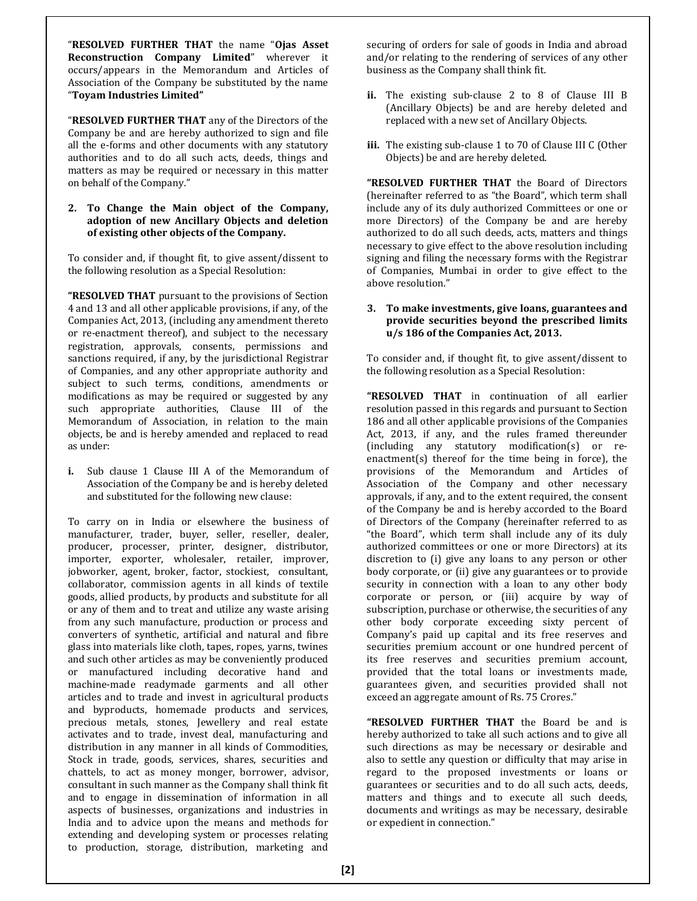"**RESOLVED FURTHER THAT** the name "**Ojas Asset Reconstruction Company Limited**" wherever it occurs/appears in the Memorandum and Articles of Association of the Company be substituted by the name "**Toyam Industries Limited"**

"**RESOLVED FURTHER THAT** any of the Directors of the Company be and are hereby authorized to sign and file all the e-forms and other documents with any statutory authorities and to do all such acts, deeds, things and matters as may be required or necessary in this matter on behalf of the Company."

**2. To Change the Main object of the Company, adoption of new Ancillary Objects and deletion of existing other objects of the Company.**

To consider and, if thought fit, to give assent/dissent to the following resolution as a Special Resolution:

**"RESOLVED THAT** pursuant to the provisions of Section 4 and 13 and all other applicable provisions, if any, of the Companies Act, 2013, (including any amendment thereto or re-enactment thereof), and subject to the necessary registration, approvals, consents, permissions and sanctions required, if any, by the jurisdictional Registrar of Companies, and any other appropriate authority and subject to such terms, conditions, amendments or modifications as may be required or suggested by any such appropriate authorities, Clause III of the Memorandum of Association, in relation to the main objects, be and is hereby amended and replaced to read as under:

**i.** Sub clause 1 Clause III A of the Memorandum of Association of the Company be and is hereby deleted and substituted for the following new clause:

To carry on in India or elsewhere the business of manufacturer, trader, buyer, seller, reseller, dealer, producer, processer, printer, designer, distributor, importer, exporter, wholesaler, retailer, improver, jobworker, agent, broker, factor, stockiest, consultant, collaborator, commission agents in all kinds of textile goods, allied products, by products and substitute for all or any of them and to treat and utilize any waste arising from any such manufacture, production or process and converters of synthetic, artificial and natural and fibre glass into materials like cloth, tapes, ropes, yarns, twines and such other articles as may be conveniently produced or manufactured including decorative hand and machine-made readymade garments and all other articles and to trade and invest in agricultural products and byproducts, homemade products and services, precious metals, stones, Jewellery and real estate activates and to trade, invest deal, manufacturing and distribution in any manner in all kinds of Commodities, Stock in trade, goods, services, shares, securities and chattels, to act as money monger, borrower, advisor, consultant in such manner as the Company shall think fit and to engage in dissemination of information in all aspects of businesses, organizations and industries in India and to advice upon the means and methods for extending and developing system or processes relating to production, storage, distribution, marketing and securing of orders for sale of goods in India and abroad and/or relating to the rendering of services of any other business as the Company shall think fit.

**ii.** The existing sub-clause 2 to 8 of Clause III B (Ancillary Objects) be and are hereby deleted and replaced with a new set of Ancillary Objects.

**iii.** The existing sub-clause 1 to 70 of Clause III C (Other Objects) be and are hereby deleted.

**"RESOLVED FURTHER THAT** the Board of Directors (hereinafter referred to as "the Board", which term shall include any of its duly authorized Committees or one or more Directors) of the Company be and are hereby authorized to do all such deeds, acts, matters and things necessary to give effect to the above resolution including signing and filing the necessary forms with the Registrar of Companies, Mumbai in order to give effect to the above resolution."

**3. To make investments, give loans, guarantees and provide securities beyond the prescribed limits u/s 186 of the Companies Act, 2013.**

To consider and, if thought fit, to give assent/dissent to the following resolution as a Special Resolution:

**"RESOLVED THAT** in continuation of all earlier resolution passed in this regards and pursuant to Section 186 and all other applicable provisions of the Companies Act, 2013, if any, and the rules framed thereunder (including any statutory modification(s) or re-enactment(s) thereof for the time being in force), the provisions of the Memorandum and Articles of Association of the Company and other necessary approvals, if any, and to the extent required, the consent of the Company be and is hereby accorded to the Board of Directors of the Company (hereinafter referred to as "the Board", which term shall include any of its duly authorized committees or one or more Directors) at its discretion to (i) give any loans to any person or other body corporate, or (ii) give any guarantees or to provide security in connection with a loan to any other body corporate or person, or (iii) acquire by way of subscription, purchase or otherwise, the securities of any other body corporate exceeding sixty percent of Company's paid up capital and its free reserves and securities premium account or one hundred percent of its free reserves and securities premium account, provided that the total loans or investments made, guarantees given, and securities provided shall not exceed an aggregate amount of Rs. 75 Crores."

**"RESOLVED FURTHER THAT** the Board be and is hereby authorized to take all such actions and to give all such directions as may be necessary or desirable and also to settle any question or difficulty that may arise in regard to the proposed investments or loans or guarantees or securities and to do all such acts, deeds, matters and things and to execute all such deeds, documents and writings as may be necessary, desirable or expedient in connection."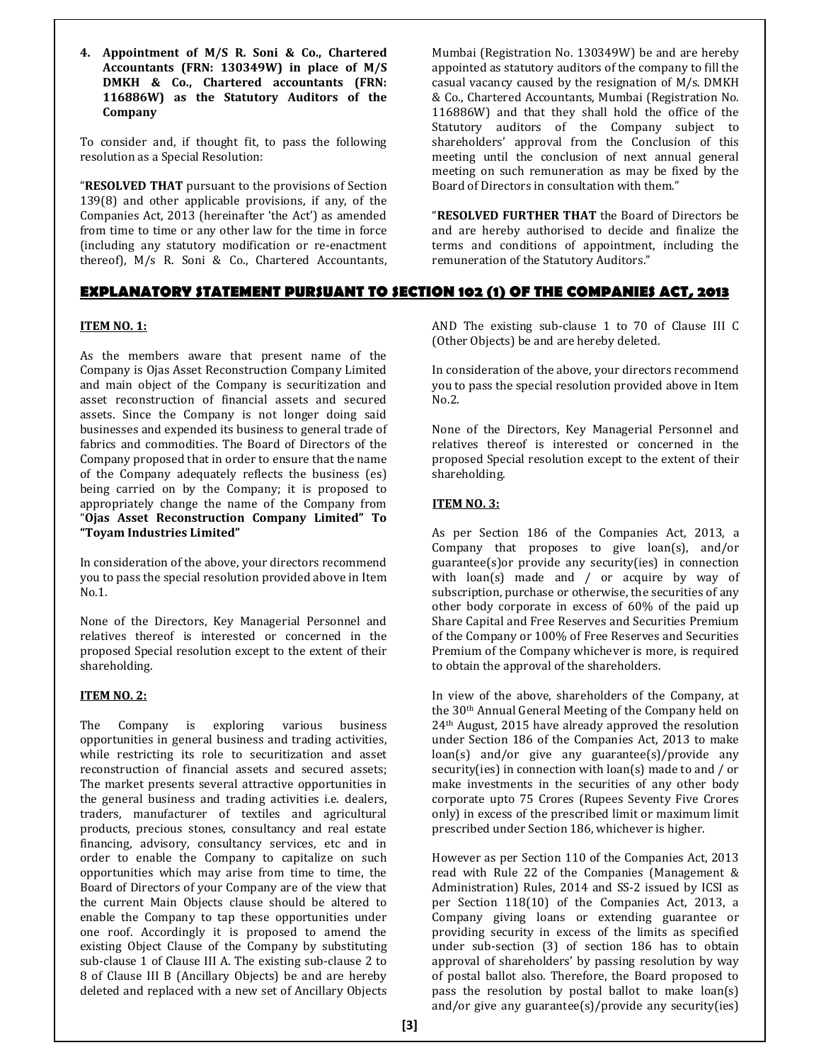**4. Appointment of M/S R. Soni & Co., Chartered Accountants (FRN: 130349W) in place of M/S DMKH & Co., Chartered accountants (FRN: 116886W) as the Statutory Auditors of the Company**

To consider and, if thought fit, to pass the following resolution as a Special Resolution:

"**RESOLVED THAT** pursuant to the provisions of Section 139(8) and other applicable provisions, if any, of the Companies Act, 2013 (hereinafter 'the Act') as amended from time to time or any other law for the time in force (including any statutory modification or re-enactment thereof), M/s R. Soni & Co., Chartered Accountants, Mumbai (Registration No. 130349W) be and are hereby appointed as statutory auditors of the company to fill the casual vacancy caused by the resignation of M/s. DMKH & Co., Chartered Accountants, Mumbai (Registration No. 116886W) and that they shall hold the office of the Statutory auditors of the Company subject to shareholders' approval from the Conclusion of this meeting until the conclusion of next annual general meeting on such remuneration as may be fixed by the Board of Directors in consultation with them."

"**RESOLVED FURTHER THAT** the Board of Directors be and are hereby authorised to decide and finalize the terms and conditions of appointment, including the remuneration of the Statutory Auditors."

## EXPLANATORY STATEMENT PURSUANT TO SECTION 102 (1) OF THE COMPANIES ACT, 2013

**ITEM NO. 1:**

As the members aware that present name of the Company is Ojas Asset Reconstruction Company Limited and main object of the Company is securitization and asset reconstruction of financial assets and secured assets. Since the Company is not longer doing said businesses and expended its business to general trade of fabrics and commodities. The Board of Directors of the Company proposed that in order to ensure that the name of the Company adequately reflects the business (es) being carried on by the Company; it is proposed to appropriately change the name of the Company from "**Ojas Asset Reconstruction Company Limited" To "Toyam Industries Limited"**

In consideration of the above, your directors recommend you to pass the special resolution provided above in Item No.1.

None of the Directors, Key Managerial Personnel and relatives thereof is interested or concerned in the proposed Special resolution except to the extent of their shareholding.

**ITEM NO. 2:**

The Company is exploring various business opportunities in general business and trading activities, while restricting its role to securitization and asset reconstruction of financial assets and secured assets; The market presents several attractive opportunities in the general business and trading activities i.e. dealers, traders, manufacturer of textiles and agricultural products, precious stones, consultancy and real estate financing, advisory, consultancy services, etc and in order to enable the Company to capitalize on such opportunities which may arise from time to time, the Board of Directors of your Company are of the view that the current Main Objects clause should be altered to enable the Company to tap these opportunities under one roof. Accordingly it is proposed to amend the existing Object Clause of the Company by substituting sub-clause 1 of Clause III A. The existing sub-clause 2 to 8 of Clause III B (Ancillary Objects) be and are hereby deleted and replaced with a new set of Ancillary Objects AND The existing sub-clause 1 to 70 of Clause III C (Other Objects) be and are hereby deleted.

In consideration of the above, your directors recommend you to pass the special resolution provided above in Item No.2.

None of the Directors, Key Managerial Personnel and relatives thereof is interested or concerned in the proposed Special resolution except to the extent of their shareholding.

**ITEM NO. 3:**

As per Section 186 of the Companies Act, 2013, a Company that proposes to give loan(s), and/or guarantee(s)or provide any security(ies) in connection with loan(s) made and / or acquire by way of subscription, purchase or otherwise, the securities of any other body corporate in excess of 60% of the paid up Share Capital and Free Reserves and Securities Premium of the Company or 100% of Free Reserves and Securities Premium of the Company whichever is more, is required to obtain the approval of the shareholders.

In view of the above, shareholders of the Company, at the 30th Annual General Meeting of the Company held on 24th August, 2015 have already approved the resolution under Section 186 of the Companies Act, 2013 to make loan(s) and/or give any guarantee(s)/provide any security(ies) in connection with loan(s) made to and / or make investments in the securities of any other body corporate upto 75 Crores (Rupees Seventy Five Crores only) in excess of the prescribed limit or maximum limit prescribed under Section 186, whichever is higher.

However as per Section 110 of the Companies Act, 2013 read with Rule 22 of the Companies (Management & Administration) Rules, 2014 and SS-2 issued by ICSI as per Section 118(10) of the Companies Act, 2013, a Company giving loans or extending guarantee or providing security in excess of the limits as specified under sub-section (3) of section 186 has to obtain approval of shareholders' by passing resolution by way of postal ballot also. Therefore, the Board proposed to pass the resolution by postal ballot to make loan(s) and/or give any guarantee(s)/provide any security(ies)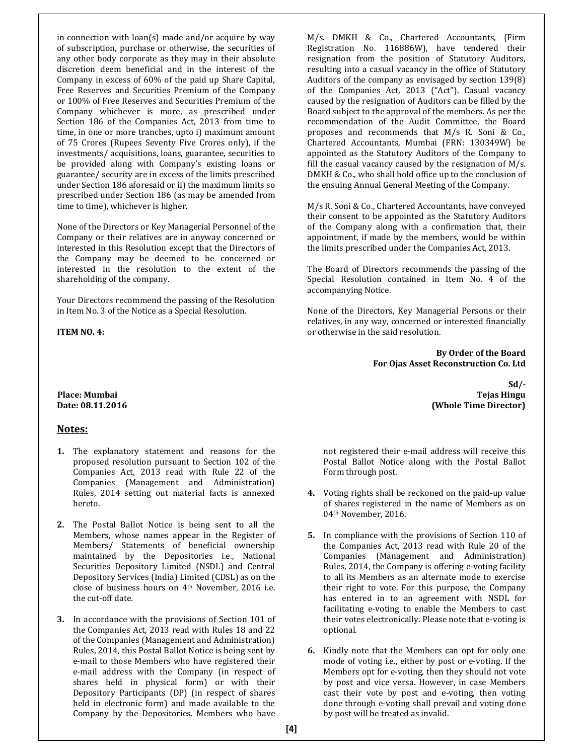in connection with loan(s) made and/or acquire by way of subscription, purchase or otherwise, the securities of any other body corporate as they may in their absolute discretion deem beneficial and in the interest of the Company in excess of 60% of the paid up Share Capital, Free Reserves and Securities Premium of the Company or 100% of Free Reserves and Securities Premium of the Company whichever is more, as prescribed under Section 186 of the Companies Act, 2013 from time to time, in one or more tranches, upto i) maximum amount of 75 Crores (Rupees Seventy Five Crores only), if the investments/ acquisitions, loans, guarantee, securities to be provided along with Company's existing loans or guarantee/ security are in excess of the limits prescribed under Section 186 aforesaid or ii) the maximum limits so prescribed under Section 186 (as may be amended from time to time), whichever is higher.

None of the Directors or Key Managerial Personnel of the Company or their relatives are in anyway concerned or interested in this Resolution except that the Directors of the Company may be deemed to be concerned or interested in the resolution to the extent of the shareholding of the company.

Your Directors recommend the passing of the Resolution in Item No. 3 of the Notice as a Special Resolution.

**ITEM NO. 4:**

M/s. DMKH & Co., Chartered Accountants, (Firm Registration No. 116886W), have tendered their resignation from the position of Statutory Auditors, resulting into a casual vacancy in the office of Statutory Auditors of the company as envisaged by section 139(8) of the Companies Act, 2013 ("Act"). Casual vacancy caused by the resignation of Auditors can be filled by the Board subject to the approval of the members. As per the recommendation of the Audit Committee, the Board proposes and recommends that M/s R. Soni & Co., Chartered Accountants, Mumbai (FRN: 130349W) be appointed as the Statutory Auditors of the Company to fill the casual vacancy caused by the resignation of M/s. DMKH & Co., who shall hold office up to the conclusion of the ensuing Annual General Meeting of the Company.

M/s R. Soni & Co., Chartered Accountants, have conveyed their consent to be appointed as the Statutory Auditors of the Company along with a confirmation that, their appointment, if made by the members, would be within the limits prescribed under the Companies Act, 2013.

The Board of Directors recommends the passing of the Special Resolution contained in Item No. 4 of the accompanying Notice.

None of the Directors, Key Managerial Persons or their relatives, in any way, concerned or interested financially or otherwise in the said resolution.

**By Order of the Board**
**For Ojas Asset Reconstruction Co. Ltd**

**Sd/-**
**Tejas Hingu**
**(Whole Time Director)**

**Place: Mumbai**
**Date: 08.11.2016**

## Notes:

1. The explanatory statement and reasons for the proposed resolution pursuant to Section 102 of the Companies Act, 2013 read with Rule 22 of the Companies (Management and Administration) Rules, 2014 setting out material facts is annexed hereto.

2. The Postal Ballot Notice is being sent to all the Members, whose names appear in the Register of Members/ Statements of beneficial ownership maintained by the Depositories i.e., National Securities Depository Limited (NSDL) and Central Depository Services (India) Limited (CDSL) as on the close of business hours on 4th November, 2016 i.e. the cut-off date.

3. In accordance with the provisions of Section 101 of the Companies Act, 2013 read with Rules 18 and 22 of the Companies (Management and Administration) Rules, 2014, this Postal Ballot Notice is being sent by e-mail to those Members who have registered their e-mail address with the Company (in respect of shares held in physical form) or with their Depository Participants (DP) (in respect of shares held in electronic form) and made available to the Company by the Depositories. Members who have not registered their e-mail address will receive this Postal Ballot Notice along with the Postal Ballot Form through post.

4. Voting rights shall be reckoned on the paid-up value of shares registered in the name of Members as on 04th November, 2016.

5. In compliance with the provisions of Section 110 of the Companies Act, 2013 read with Rule 20 of the Companies (Management and Administration) Rules, 2014, the Company is offering e-voting facility to all its Members as an alternate mode to exercise their right to vote. For this purpose, the Company has entered in to an agreement with NSDL for facilitating e-voting to enable the Members to cast their votes electronically. Please note that e-voting is optional.

6. Kindly note that the Members can opt for only one mode of voting i.e., either by post or e-voting. If the Members opt for e-voting, then they should not vote by post and vice versa. However, in case Members cast their vote by post and e-voting, then voting done through e-voting shall prevail and voting done by post will be treated as invalid.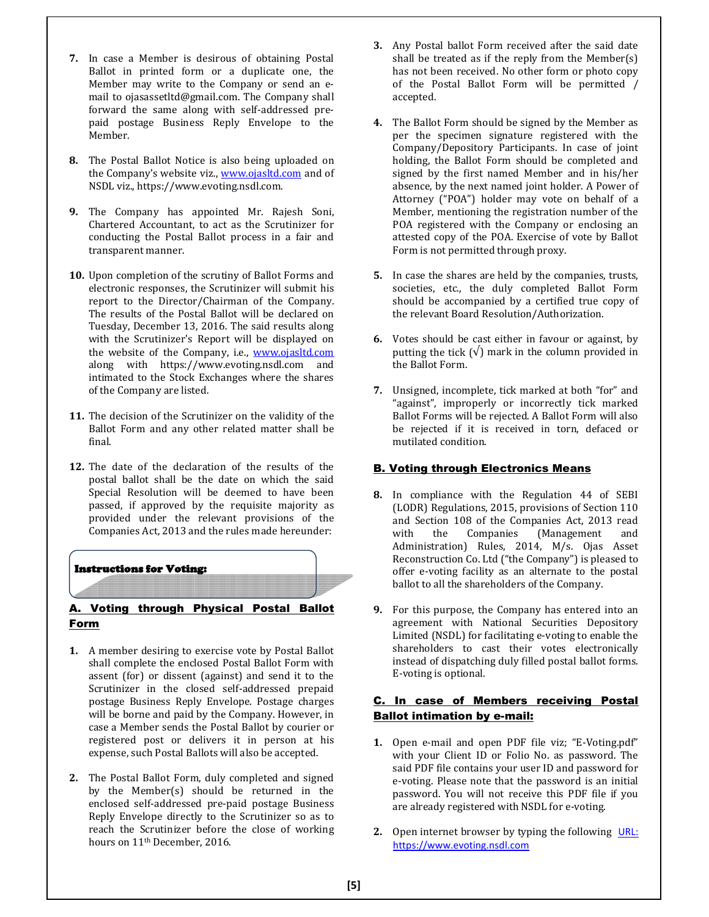7. In case a Member is desirous of obtaining Postal Ballot in printed form or a duplicate one, the Member may write to the Company or send an e-mail to ojasassetltd@gmail.com. The Company shall forward the same along with self-addressed pre-paid postage Business Reply Envelope to the Member.

8. The Postal Ballot Notice is also being uploaded on the Company's website viz., www.ojasltd.com and of NSDL viz., https://www.evoting.nsdl.com.

9. The Company has appointed Mr. Rajesh Soni, Chartered Accountant, to act as the Scrutinizer for conducting the Postal Ballot process in a fair and transparent manner.

10. Upon completion of the scrutiny of Ballot Forms and electronic responses, the Scrutinizer will submit his report to the Director/Chairman of the Company. The results of the Postal Ballot will be declared on Tuesday, December 13, 2016. The said results along with the Scrutinizer's Report will be displayed on the website of the Company, i.e., www.ojasltd.com along with https://www.evoting.nsdl.com and intimated to the Stock Exchanges where the shares of the Company are listed.

11. The decision of the Scrutinizer on the validity of the Ballot Form and any other related matter shall be final.

12. The date of the declaration of the results of the postal ballot shall be the date on which the said Special Resolution will be deemed to have been passed, if approved by the requisite majority as provided under the relevant provisions of the Companies Act, 2013 and the rules made hereunder:

**Instructions for Voting:**

**A. Voting through Physical Postal Ballot Form**

1. A member desiring to exercise vote by Postal Ballot shall complete the enclosed Postal Ballot Form with assent (for) or dissent (against) and send it to the Scrutinizer in the closed self-addressed prepaid postage Business Reply Envelope. Postage charges will be borne and paid by the Company. However, in case a Member sends the Postal Ballot by courier or registered post or delivers it in person at his expense, such Postal Ballots will also be accepted.

2. The Postal Ballot Form, duly completed and signed by the Member(s) should be returned in the enclosed self-addressed pre-paid postage Business Reply Envelope directly to the Scrutinizer so as to reach the Scrutinizer before the close of working hours on 11th December, 2016.

3. Any Postal ballot Form received after the said date shall be treated as if the reply from the Member(s) has not been received. No other form or photo copy of the Postal Ballot Form will be permitted / accepted.

4. The Ballot Form should be signed by the Member as per the specimen signature registered with the Company/Depository Participants. In case of joint holding, the Ballot Form should be completed and signed by the first named Member and in his/her absence, by the next named joint holder. A Power of Attorney ("POA") holder may vote on behalf of a Member, mentioning the registration number of the POA registered with the Company or enclosing an attested copy of the POA. Exercise of vote by Ballot Form is not permitted through proxy.

5. In case the shares are held by the companies, trusts, societies, etc., the duly completed Ballot Form should be accompanied by a certified true copy of the relevant Board Resolution/Authorization.

6. Votes should be cast either in favour or against, by putting the tick (√) mark in the column provided in the Ballot Form.

7. Unsigned, incomplete, tick marked at both "for" and "against", improperly or incorrectly tick marked Ballot Forms will be rejected. A Ballot Form will also be rejected if it is received in torn, defaced or mutilated condition.

**B. Voting through Electronics Means**

8. In compliance with the Regulation 44 of SEBI (LODR) Regulations, 2015, provisions of Section 110 and Section 108 of the Companies Act, 2013 read with the Companies (Management and Administration) Rules, 2014, M/s. Ojas Asset Reconstruction Co. Ltd ("the Company") is pleased to offer e-voting facility as an alternate to the postal ballot to all the shareholders of the Company.

9. For this purpose, the Company has entered into an agreement with National Securities Depository Limited (NSDL) for facilitating e-voting to enable the shareholders to cast their votes electronically instead of dispatching duly filled postal ballot forms. E-voting is optional.

**C. In case of Members receiving Postal Ballot intimation by e-mail:**

1. Open e-mail and open PDF file viz; "E-Voting.pdf" with your Client ID or Folio No. as password. The said PDF file contains your user ID and password for e-voting. Please note that the password is an initial password. You will not receive this PDF file if you are already registered with NSDL for e-voting.

2. Open internet browser by typing the following URL: https://www.evoting.nsdl.com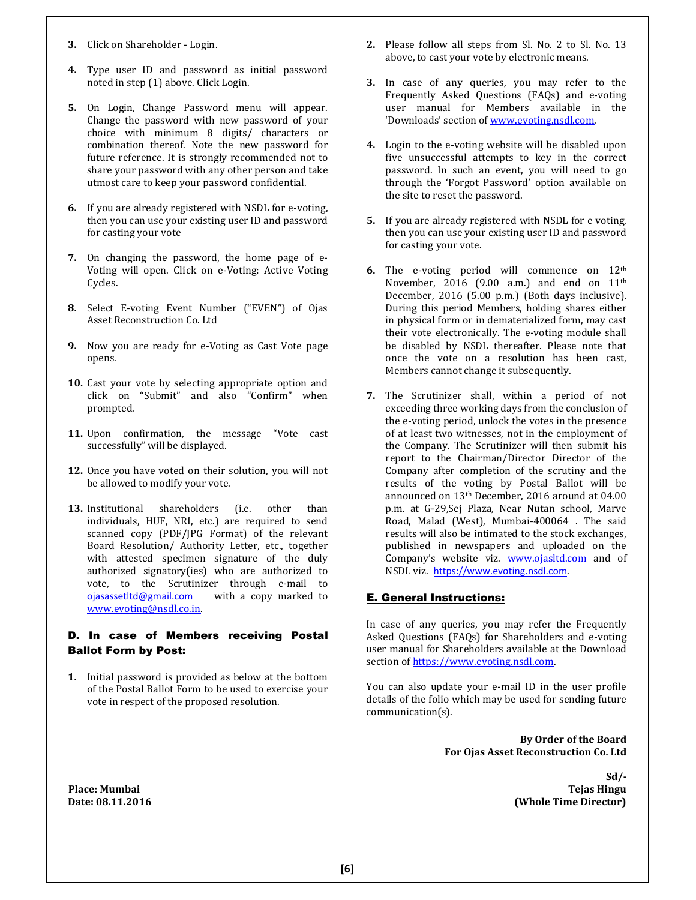3. Click on Shareholder - Login.

4. Type user ID and password as initial password noted in step (1) above. Click Login.

5. On Login, Change Password menu will appear. Change the password with new password of your choice with minimum 8 digits/ characters or combination thereof. Note the new password for future reference. It is strongly recommended not to share your password with any other person and take utmost care to keep your password confidential.

6. If you are already registered with NSDL for e-voting, then you can use your existing user ID and password for casting your vote

7. On changing the password, the home page of e-Voting will open. Click on e-Voting: Active Voting Cycles.

8. Select E-voting Event Number ("EVEN") of Ojas Asset Reconstruction Co. Ltd

9. Now you are ready for e-Voting as Cast Vote page opens.

10. Cast your vote by selecting appropriate option and click on "Submit" and also "Confirm" when prompted.

11. Upon confirmation, the message "Vote cast successfully" will be displayed.

12. Once you have voted on their solution, you will not be allowed to modify your vote.

13. Institutional shareholders (i.e. other than individuals, HUF, NRI, etc.) are required to send scanned copy (PDF/JPG Format) of the relevant Board Resolution/ Authority Letter, etc., together with attested specimen signature of the duly authorized signatory(ies) who are authorized to vote, to the Scrutinizer through e-mail to ojasassetltd@gmail.com with a copy marked to www.evoting@nsdl.co.in.

## D. In case of Members receiving Postal Ballot Form by Post:

1. Initial password is provided as below at the bottom of the Postal Ballot Form to be used to exercise your vote in respect of the proposed resolution.

2. Please follow all steps from Sl. No. 2 to Sl. No. 13 above, to cast your vote by electronic means.

3. In case of any queries, you may refer to the Frequently Asked Questions (FAQs) and e-voting user manual for Members available in the 'Downloads' section of www.evoting.nsdl.com.

4. Login to the e-voting website will be disabled upon five unsuccessful attempts to key in the correct password. In such an event, you will need to go through the 'Forgot Password' option available on the site to reset the password.

5. If you are already registered with NSDL for e voting, then you can use your existing user ID and password for casting your vote.

6. The e-voting period will commence on 12th November, 2016 (9.00 a.m.) and end on 11th December, 2016 (5.00 p.m.) (Both days inclusive). During this period Members, holding shares either in physical form or in dematerialized form, may cast their vote electronically. The e-voting module shall be disabled by NSDL thereafter. Please note that once the vote on a resolution has been cast, Members cannot change it subsequently.

7. The Scrutinizer shall, within a period of not exceeding three working days from the conclusion of the e-voting period, unlock the votes in the presence of at least two witnesses, not in the employment of the Company. The Scrutinizer will then submit his report to the Chairman/Director Director of the Company after completion of the scrutiny and the results of the voting by Postal Ballot will be announced on 13th December, 2016 around at 04.00 p.m. at G-29,Sej Plaza, Near Nutan school, Marve Road, Malad (West), Mumbai-400064 . The said results will also be intimated to the stock exchanges, published in newspapers and uploaded on the Company's website viz. www.ojasltd.com and of NSDL viz. https://www.evoting.nsdl.com.

## E. General Instructions:

In case of any queries, you may refer the Frequently Asked Questions (FAQs) for Shareholders and e-voting user manual for Shareholders available at the Download section of https://www.evoting.nsdl.com.

You can also update your e-mail ID in the user profile details of the folio which may be used for sending future communication(s).

**By Order of the Board**
**For Ojas Asset Reconstruction Co. Ltd**

**Sd/-**
**Tejas Hingu**
**(Whole Time Director)**

**Place: Mumbai**
**Date: 08.11.2016**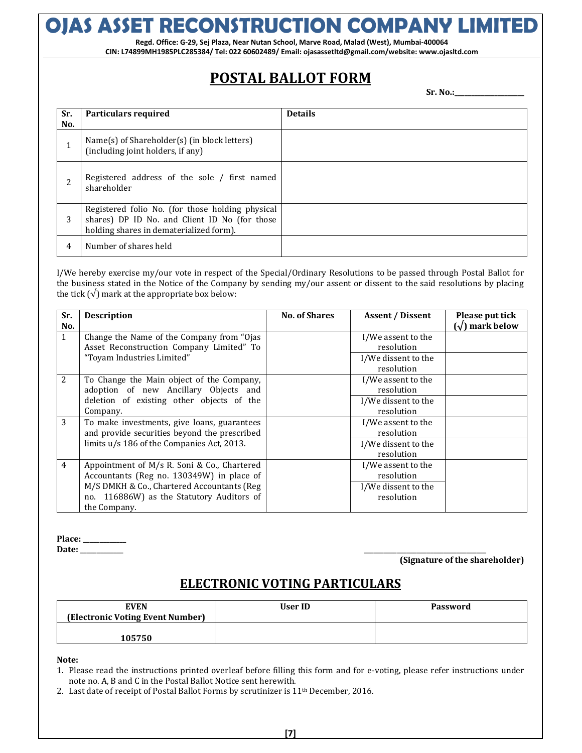# OJAS ASSET RECONSTRUCTION COMPANY LIMITED

**Regd. Office: G-29, Sej Plaza, Near Nutan School, Marve Road, Malad (West), Mumbai-400064**
**CIN: L74899MH1985PLC285384/ Tel: 022 60602489/ Email: ojasassetltd@gmail.com/website: www.ojasltd.com**

## POSTAL BALLOT FORM

**Sr. No.:\_\_\_\_\_\_\_\_\_\_\_\_\_\_\_\_\_\_**

| Sr. No. | Particulars required | Details |
|---|---|---|
| 1 | Name(s) of Shareholder(s) (in block letters) (including joint holders, if any) | |
| 2 | Registered address of the sole / first named shareholder | |
| 3 | Registered folio No. (for those holding physical shares) DP ID No. and Client ID No (for those holding shares in dematerialized form). | |
| 4 | Number of shares held | |

I/We hereby exercise my/our vote in respect of the Special/Ordinary Resolutions to be passed through Postal Ballot for the business stated in the Notice of the Company by sending my/our assent or dissent to the said resolutions by placing the tick (√) mark at the appropriate box below:

| Sr. No. | Description | No. of Shares | Assent / Dissent | Please put tick (√) mark below |
|---|---|---|---|---|
| 1 | Change the Name of the Company from "Ojas Asset Reconstruction Company Limited" To "Toyam Industries Limited" | | I/We assent to the resolution | |
| | | | I/We dissent to the resolution | |
| 2 | To Change the Main object of the Company, adoption of new Ancillary Objects and deletion of existing other objects of the Company. | | I/We assent to the resolution | |
| | | | I/We dissent to the resolution | |
| 3 | To make investments, give loans, guarantees and provide securities beyond the prescribed limits u/s 186 of the Companies Act, 2013. | | I/We assent to the resolution | |
| | | | I/We dissent to the resolution | |
| 4 | Appointment of M/s R. Soni & Co., Chartered Accountants (Reg no. 130349W) in place of M/S DMKH & Co., Chartered Accountants (Reg no. 116886W) as the Statutory Auditors of the Company. | | I/We assent to the resolution | |
| | | | I/We dissent to the resolution | |

**Place:** \_\_\_\_\_\_\_\_\_\_\_\_
**Date:** \_\_\_\_\_\_\_\_\_\_\_\_

\_\_\_\_\_\_\_\_\_\_\_\_\_\_\_\_\_\_\_\_\_\_\_\_\_\_\_\_\_\_\_\_\_\_
**(Signature of the shareholder)**

## ELECTRONIC VOTING PARTICULARS

| EVEN (Electronic Voting Event Number) | User ID | Password |
|---|---|---|
| 105750 | | |

**Note:**

1. Please read the instructions printed overleaf before filling this form and for e-voting, please refer instructions under note no. A, B and C in the Postal Ballot Notice sent herewith.
2. Last date of receipt of Postal Ballot Forms by scrutinizer is 11th December, 2016.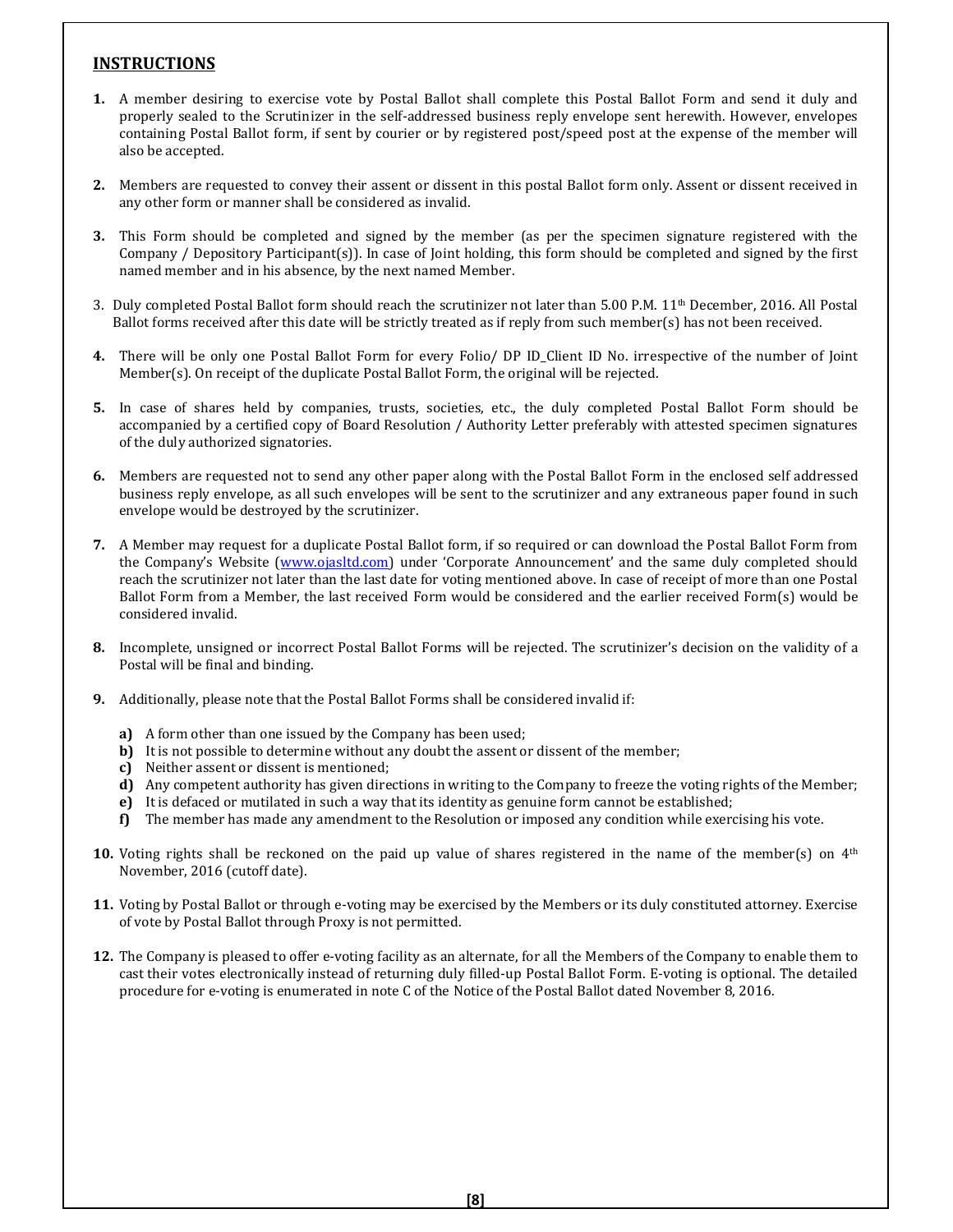## INSTRUCTIONS

**1.** A member desiring to exercise vote by Postal Ballot shall complete this Postal Ballot Form and send it duly and properly sealed to the Scrutinizer in the self-addressed business reply envelope sent herewith. However, envelopes containing Postal Ballot form, if sent by courier or by registered post/speed post at the expense of the member will also be accepted.

**2.** Members are requested to convey their assent or dissent in this postal Ballot form only. Assent or dissent received in any other form or manner shall be considered as invalid.

**3.** This Form should be completed and signed by the member (as per the specimen signature registered with the Company / Depository Participant(s)). In case of Joint holding, this form should be completed and signed by the first named member and in his absence, by the next named Member.

3. Duly completed Postal Ballot form should reach the scrutinizer not later than 5.00 P.M. 11th December, 2016. All Postal Ballot forms received after this date will be strictly treated as if reply from such member(s) has not been received.

**4.** There will be only one Postal Ballot Form for every Folio/ DP ID_Client ID No. irrespective of the number of Joint Member(s). On receipt of the duplicate Postal Ballot Form, the original will be rejected.

**5.** In case of shares held by companies, trusts, societies, etc., the duly completed Postal Ballot Form should be accompanied by a certified copy of Board Resolution / Authority Letter preferably with attested specimen signatures of the duly authorized signatories.

**6.** Members are requested not to send any other paper along with the Postal Ballot Form in the enclosed self addressed business reply envelope, as all such envelopes will be sent to the scrutinizer and any extraneous paper found in such envelope would be destroyed by the scrutinizer.

**7.** A Member may request for a duplicate Postal Ballot form, if so required or can download the Postal Ballot Form from the Company's Website (www.ojasltd.com) under 'Corporate Announcement' and the same duly completed should reach the scrutinizer not later than the last date for voting mentioned above. In case of receipt of more than one Postal Ballot Form from a Member, the last received Form would be considered and the earlier received Form(s) would be considered invalid.

**8.** Incomplete, unsigned or incorrect Postal Ballot Forms will be rejected. The scrutinizer's decision on the validity of a Postal will be final and binding.

**9.** Additionally, please note that the Postal Ballot Forms shall be considered invalid if:

- **a)** A form other than one issued by the Company has been used;
- **b)** It is not possible to determine without any doubt the assent or dissent of the member;
- **c)** Neither assent or dissent is mentioned;
- **d)** Any competent authority has given directions in writing to the Company to freeze the voting rights of the Member;
- **e)** It is defaced or mutilated in such a way that its identity as genuine form cannot be established;
- **f)** The member has made any amendment to the Resolution or imposed any condition while exercising his vote.

**10.** Voting rights shall be reckoned on the paid up value of shares registered in the name of the member(s) on 4th November, 2016 (cutoff date).

**11.** Voting by Postal Ballot or through e-voting may be exercised by the Members or its duly constituted attorney. Exercise of vote by Postal Ballot through Proxy is not permitted.

**12.** The Company is pleased to offer e-voting facility as an alternate, for all the Members of the Company to enable them to cast their votes electronically instead of returning duly filled-up Postal Ballot Form. E-voting is optional. The detailed procedure for e-voting is enumerated in note C of the Notice of the Postal Ballot dated November 8, 2016.